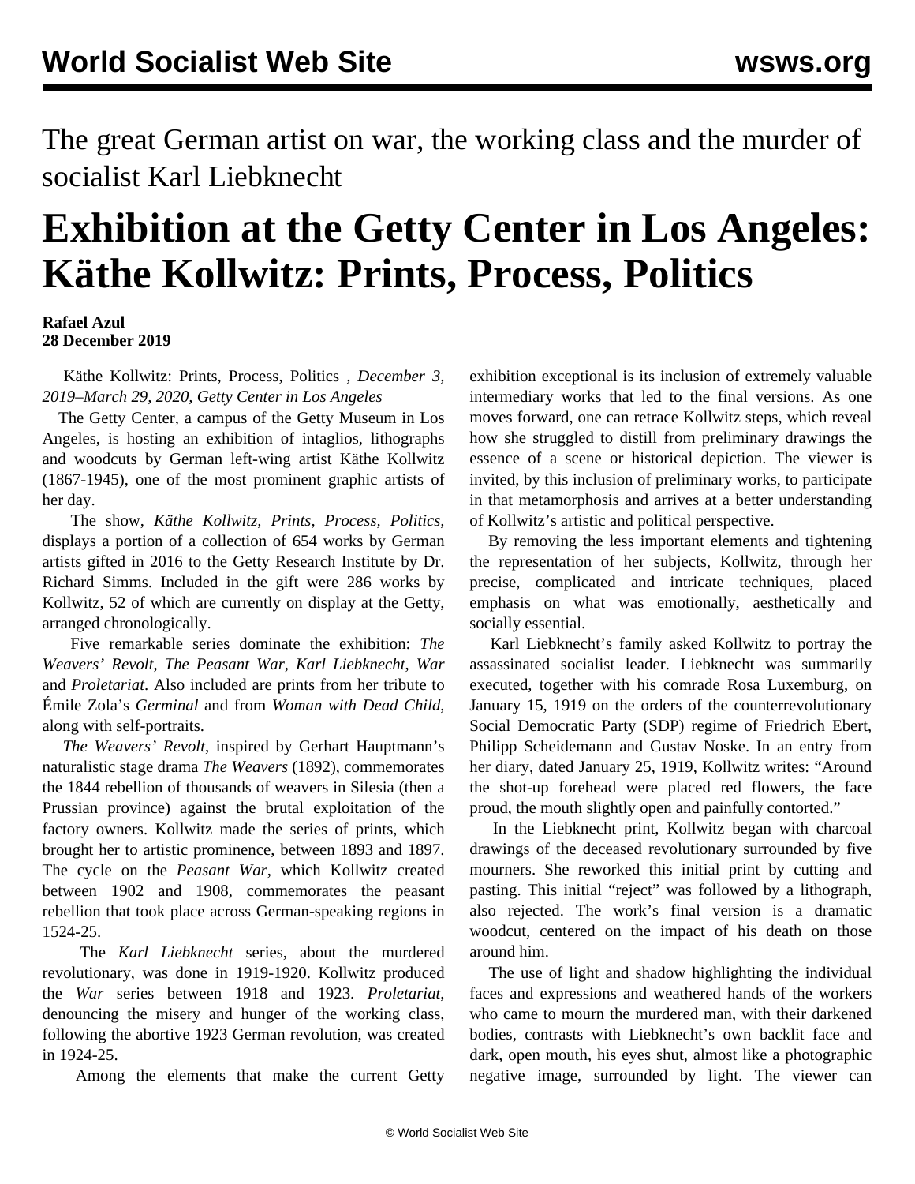The great German artist on war, the working class and the murder of socialist Karl Liebknecht

# Exhibition at the Getty Center in Los Angeles: Käthe Kollwitz: Prints, Process, Politics

**Rafael Azul**
**28 December 2019**

Käthe Kollwitz: Prints, Process, Politics *, December 3, 2019–March 29, 2020, Getty Center in Los Angeles*

The Getty Center, a campus of the Getty Museum in Los Angeles, is hosting an exhibition of intaglios, lithographs and woodcuts by German left-wing artist Käthe Kollwitz (1867-1945), one of the most prominent graphic artists of her day.

The show, *Käthe Kollwitz, Prints, Process, Politics,* displays a portion of a collection of 654 works by German artists gifted in 2016 to the Getty Research Institute by Dr. Richard Simms. Included in the gift were 286 works by Kollwitz, 52 of which are currently on display at the Getty, arranged chronologically.

Five remarkable series dominate the exhibition: *The Weavers' Revolt*, *The Peasant War*, *Karl Liebknecht*, *War* and *Proletariat*. Also included are prints from her tribute to Émile Zola's *Germinal* and from *Woman with Dead Child*, along with self-portraits.

*The Weavers' Revolt*, inspired by Gerhart Hauptmann's naturalistic stage drama *The Weavers* (1892), commemorates the 1844 rebellion of thousands of weavers in Silesia (then a Prussian province) against the brutal exploitation of the factory owners. Kollwitz made the series of prints, which brought her to artistic prominence, between 1893 and 1897. The cycle on the *Peasant War*, which Kollwitz created between 1902 and 1908, commemorates the peasant rebellion that took place across German-speaking regions in 1524-25.

The *Karl Liebknecht* series, about the murdered revolutionary, was done in 1919-1920. Kollwitz produced the *War* series between 1918 and 1923. *Proletariat*, denouncing the misery and hunger of the working class, following the abortive 1923 German revolution, was created in 1924-25.

Among the elements that make the current Getty exhibition exceptional is its inclusion of extremely valuable intermediary works that led to the final versions. As one moves forward, one can retrace Kollwitz steps, which reveal how she struggled to distill from preliminary drawings the essence of a scene or historical depiction. The viewer is invited, by this inclusion of preliminary works, to participate in that metamorphosis and arrives at a better understanding of Kollwitz's artistic and political perspective.

By removing the less important elements and tightening the representation of her subjects, Kollwitz, through her precise, complicated and intricate techniques, placed emphasis on what was emotionally, aesthetically and socially essential.

Karl Liebknecht's family asked Kollwitz to portray the assassinated socialist leader. Liebknecht was summarily executed, together with his comrade Rosa Luxemburg, on January 15, 1919 on the orders of the counterrevolutionary Social Democratic Party (SDP) regime of Friedrich Ebert, Philipp Scheidemann and Gustav Noske. In an entry from her diary, dated January 25, 1919, Kollwitz writes: "Around the shot-up forehead were placed red flowers, the face proud, the mouth slightly open and painfully contorted."

In the Liebknecht print, Kollwitz began with charcoal drawings of the deceased revolutionary surrounded by five mourners. She reworked this initial print by cutting and pasting. This initial "reject" was followed by a lithograph, also rejected. The work's final version is a dramatic woodcut, centered on the impact of his death on those around him.

The use of light and shadow highlighting the individual faces and expressions and weathered hands of the workers who came to mourn the murdered man, with their darkened bodies, contrasts with Liebknecht's own backlit face and dark, open mouth, his eyes shut, almost like a photographic negative image, surrounded by light. The viewer can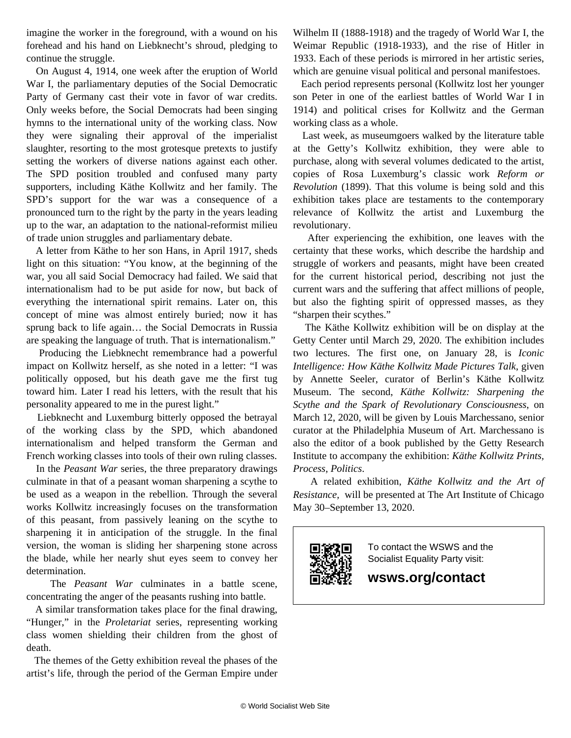imagine the worker in the foreground, with a wound on his forehead and his hand on Liebknecht's shroud, pledging to continue the struggle.

On August 4, 1914, one week after the eruption of World War I, the parliamentary deputies of the Social Democratic Party of Germany cast their vote in favor of war credits. Only weeks before, the Social Democrats had been singing hymns to the international unity of the working class. Now they were signaling their approval of the imperialist slaughter, resorting to the most grotesque pretexts to justify setting the workers of diverse nations against each other. The SPD position troubled and confused many party supporters, including Käthe Kollwitz and her family. The SPD's support for the war was a consequence of a pronounced turn to the right by the party in the years leading up to the war, an adaptation to the national-reformist milieu of trade union struggles and parliamentary debate.

A letter from Käthe to her son Hans, in April 1917, sheds light on this situation: "You know, at the beginning of the war, you all said Social Democracy had failed. We said that internationalism had to be put aside for now, but back of everything the international spirit remains. Later on, this concept of mine was almost entirely buried; now it has sprung back to life again… the Social Democrats in Russia are speaking the language of truth. That is internationalism."

Producing the Liebknecht remembrance had a powerful impact on Kollwitz herself, as she noted in a letter: "I was politically opposed, but his death gave me the first tug toward him. Later I read his letters, with the result that his personality appeared to me in the purest light."

Liebknecht and Luxemburg bitterly opposed the betrayal of the working class by the SPD, which abandoned internationalism and helped transform the German and French working classes into tools of their own ruling classes.

In the *Peasant War* series, the three preparatory drawings culminate in that of a peasant woman sharpening a scythe to be used as a weapon in the rebellion. Through the several works Kollwitz increasingly focuses on the transformation of this peasant, from passively leaning on the scythe to sharpening it in anticipation of the struggle. In the final version, the woman is sliding her sharpening stone across the blade, while her nearly shut eyes seem to convey her determination.

The *Peasant War* culminates in a battle scene, concentrating the anger of the peasants rushing into battle.

A similar transformation takes place for the final drawing, "Hunger," in the *Proletariat* series, representing working class women shielding their children from the ghost of death.

The themes of the Getty exhibition reveal the phases of the artist's life, through the period of the German Empire under Wilhelm II (1888-1918) and the tragedy of World War I, the Weimar Republic (1918-1933), and the rise of Hitler in 1933. Each of these periods is mirrored in her artistic series, which are genuine visual political and personal manifestoes.

Each period represents personal (Kollwitz lost her younger son Peter in one of the earliest battles of World War I in 1914) and political crises for Kollwitz and the German working class as a whole.

Last week, as museumgoers walked by the literature table at the Getty's Kollwitz exhibition, they were able to purchase, along with several volumes dedicated to the artist, copies of Rosa Luxemburg's classic work *Reform or Revolution* (1899). That this volume is being sold and this exhibition takes place are testaments to the contemporary relevance of Kollwitz the artist and Luxemburg the revolutionary.

After experiencing the exhibition, one leaves with the certainty that these works, which describe the hardship and struggle of workers and peasants, might have been created for the current historical period, describing not just the current wars and the suffering that affect millions of people, but also the fighting spirit of oppressed masses, as they "sharpen their scythes."

The Käthe Kollwitz exhibition will be on display at the Getty Center until March 29, 2020. The exhibition includes two lectures. The first one, on January 28, is *Iconic Intelligence: How Käthe Kollwitz Made Pictures Talk*, given by Annette Seeler, curator of Berlin's Käthe Kollwitz Museum. The second, *Käthe Kollwitz: Sharpening the Scythe and the Spark of Revolutionary Consciousness*, on March 12, 2020, will be given by Louis Marchessano, senior curator at the Philadelphia Museum of Art. Marchessano is also the editor of a book published by the Getty Research Institute to accompany the exhibition: *Käthe Kollwitz Prints, Process, Politics*.

A related exhibition, *Käthe Kollwitz and the Art of Resistance*, will be presented at The Art Institute of Chicago May 30–September 13, 2020.

To contact the WSWS and the Socialist Equality Party visit:

**wsws.org/contact**